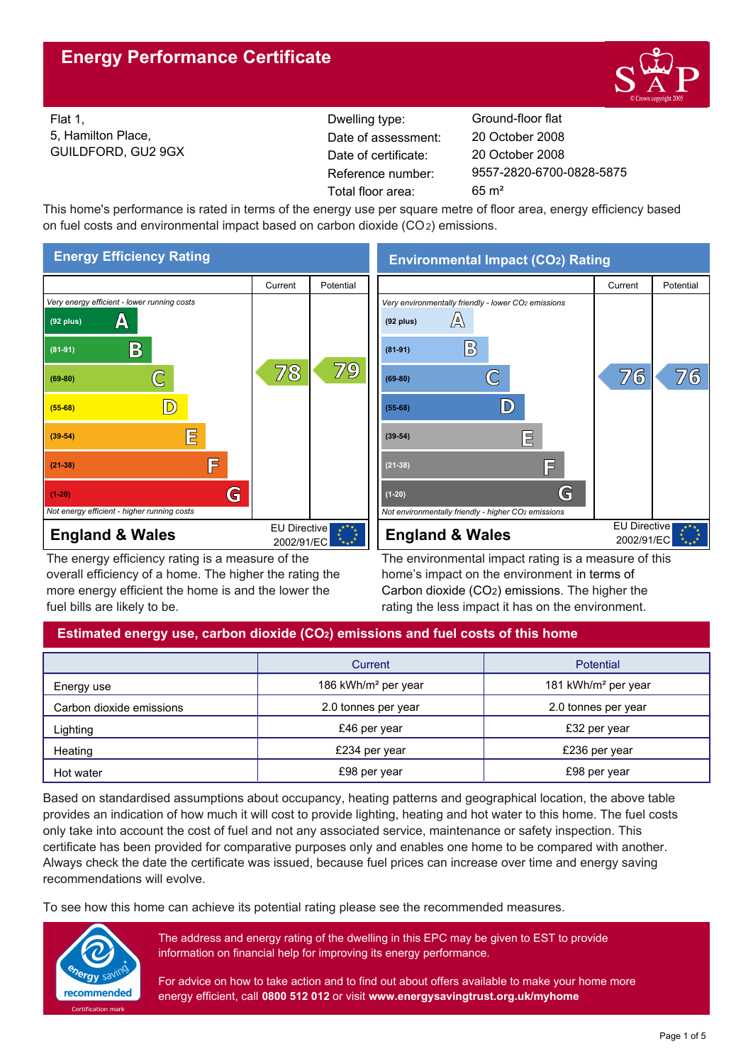# Energy Performance Certificate

Flat 1,
5, Hamilton Place,
GUILDFORD, GU2 9GX

| | |
|---|---|
| Dwelling type: | Ground-floor flat |
| Date of assessment: | 20 October 2008 |
| Date of certificate: | 20 October 2008 |
| Reference number: | 9557-2820-6700-0828-5875 |
| Total floor area: | 65 m² |

This home's performance is rated in terms of the energy use per square metre of floor area, energy efficiency based on fuel costs and environmental impact based on carbon dioxide ($CO_2$) emissions.

## Energy Efficiency Rating

| Rating | Current | Potential |
|---|---|---|
| *Very energy efficient - lower running costs* | | |
| (92 plus) A | | |
| (81-91) B | | |
| (69-80) C | 78 | 79 |
| (55-68) D | | |
| (39-54) E | | |
| (21-38) F | | |
| (1-20) G | | |
| *Not energy efficient - higher running costs* | | |

**England & Wales** EU Directive 2002/91/EC

The energy efficiency rating is a measure of the overall efficiency of a home. The higher the rating the more energy efficient the home is and the lower the fuel bills are likely to be.

## Environmental Impact ($CO_2$) Rating

| Rating | Current | Potential |
|---|---|---|
| *Very environmentally friendly - lower $CO_2$ emissions* | | |
| (92 plus) A | | |
| (81-91) B | | |
| (69-80) C | 76 | 76 |
| (55-68) D | | |
| (39-54) E | | |
| (21-38) F | | |
| (1-20) G | | |
| *Not environmentally friendly - higher $CO_2$ emissions* | | |

**England & Wales** EU Directive 2002/91/EC

The environmental impact rating is a measure of this home's impact on the environment in terms of Carbon dioxide ($CO_2$) emissions. The higher the rating the less impact it has on the environment.

## Estimated energy use, carbon dioxide ($CO_2$) emissions and fuel costs of this home

| | Current | Potential |
|---|---|---|
| Energy use | 186 kWh/m² per year | 181 kWh/m² per year |
| Carbon dioxide emissions | 2.0 tonnes per year | 2.0 tonnes per year |
| Lighting | £46 per year | £32 per year |
| Heating | £234 per year | £236 per year |
| Hot water | £98 per year | £98 per year |

Based on standardised assumptions about occupancy, heating patterns and geographical location, the above table provides an indication of how much it will cost to provide lighting, heating and hot water to this home. The fuel costs only take into account the cost of fuel and not any associated service, maintenance or safety inspection. This certificate has been provided for comparative purposes only and enables one home to be compared with another. Always check the date the certificate was issued, because fuel prices can increase over time and energy saving recommendations will evolve.

To see how this home can achieve its potential rating please see the recommended measures.

The address and energy rating of the dwelling in this EPC may be given to EST to provide information on financial help for improving its energy performance.

For advice on how to take action and to find out about offers available to make your home more energy efficient, call **0800 512 012** or visit **www.energysavingtrust.org.uk/myhome**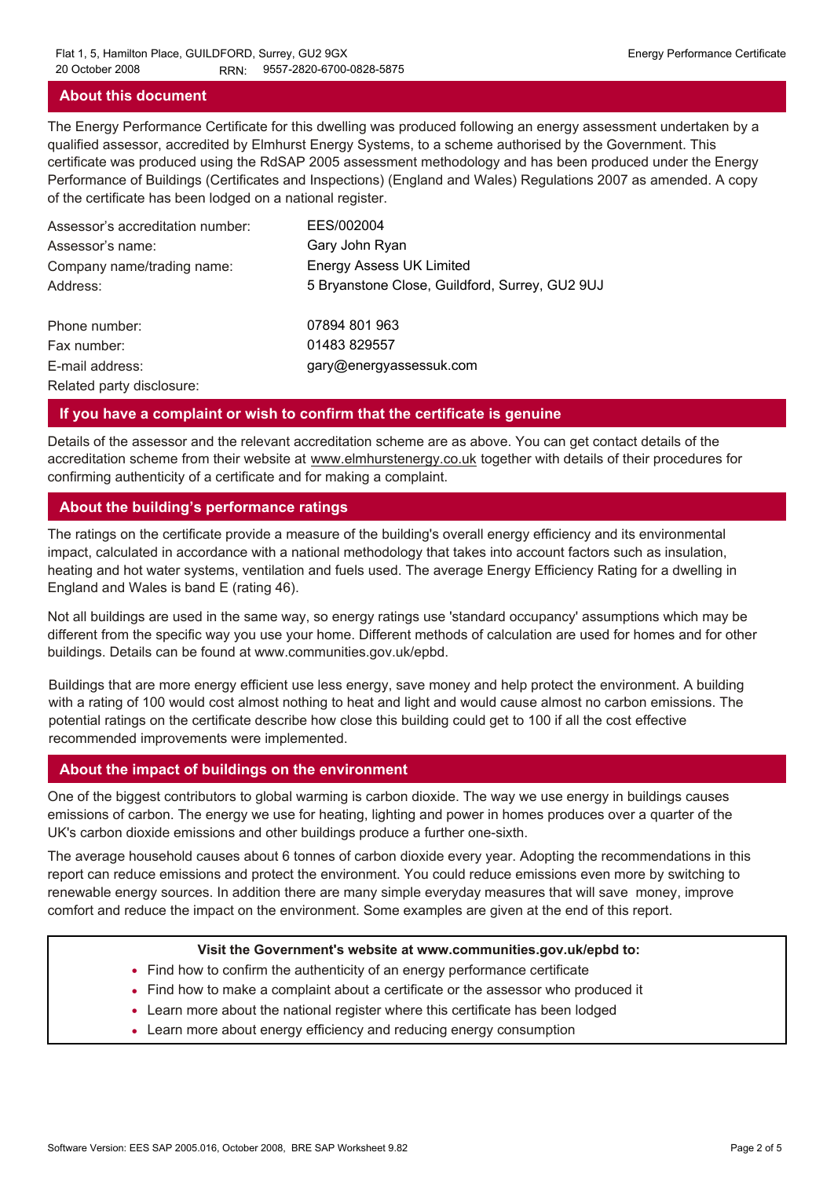## About this document

The Energy Performance Certificate for this dwelling was produced following an energy assessment undertaken by a qualified assessor, accredited by Elmhurst Energy Systems, to a scheme authorised by the Government. This certificate was produced using the RdSAP 2005 assessment methodology and has been produced under the Energy Performance of Buildings (Certificates and Inspections) (England and Wales) Regulations 2007 as amended. A copy of the certificate has been lodged on a national register.

| | |
|---|---|
| Assessor's accreditation number: | EES/002004 |
| Assessor's name: | Gary John Ryan |
| Company name/trading name: | Energy Assess UK Limited |
| Address: | 5 Bryanstone Close, Guildford, Surrey, GU2 9UJ |
| Phone number: | 07894 801 963 |
| Fax number: | 01483 829557 |
| E-mail address: | gary@energyassessuk.com |
| Related party disclosure: | |

## If you have a complaint or wish to confirm that the certificate is genuine

Details of the assessor and the relevant accreditation scheme are as above. You can get contact details of the accreditation scheme from their website at www.elmhurstenergy.co.uk together with details of their procedures for confirming authenticity of a certificate and for making a complaint.

## About the building's performance ratings

The ratings on the certificate provide a measure of the building's overall energy efficiency and its environmental impact, calculated in accordance with a national methodology that takes into account factors such as insulation, heating and hot water systems, ventilation and fuels used. The average Energy Efficiency Rating for a dwelling in England and Wales is band E (rating 46).

Not all buildings are used in the same way, so energy ratings use 'standard occupancy' assumptions which may be different from the specific way you use your home. Different methods of calculation are used for homes and for other buildings. Details can be found at www.communities.gov.uk/epbd.

Buildings that are more energy efficient use less energy, save money and help protect the environment. A building with a rating of 100 would cost almost nothing to heat and light and would cause almost no carbon emissions. The potential ratings on the certificate describe how close this building could get to 100 if all the cost effective recommended improvements were implemented.

## About the impact of buildings on the environment

One of the biggest contributors to global warming is carbon dioxide. The way we use energy in buildings causes emissions of carbon. The energy we use for heating, lighting and power in homes produces over a quarter of the UK's carbon dioxide emissions and other buildings produce a further one-sixth.

The average household causes about 6 tonnes of carbon dioxide every year. Adopting the recommendations in this report can reduce emissions and protect the environment. You could reduce emissions even more by switching to renewable energy sources. In addition there are many simple everyday measures that will save money, improve comfort and reduce the impact on the environment. Some examples are given at the end of this report.

**Visit the Government's website at www.communities.gov.uk/epbd to:**

- Find how to confirm the authenticity of an energy performance certificate
- Find how to make a complaint about a certificate or the assessor who produced it
- Learn more about the national register where this certificate has been lodged
- Learn more about energy efficiency and reducing energy consumption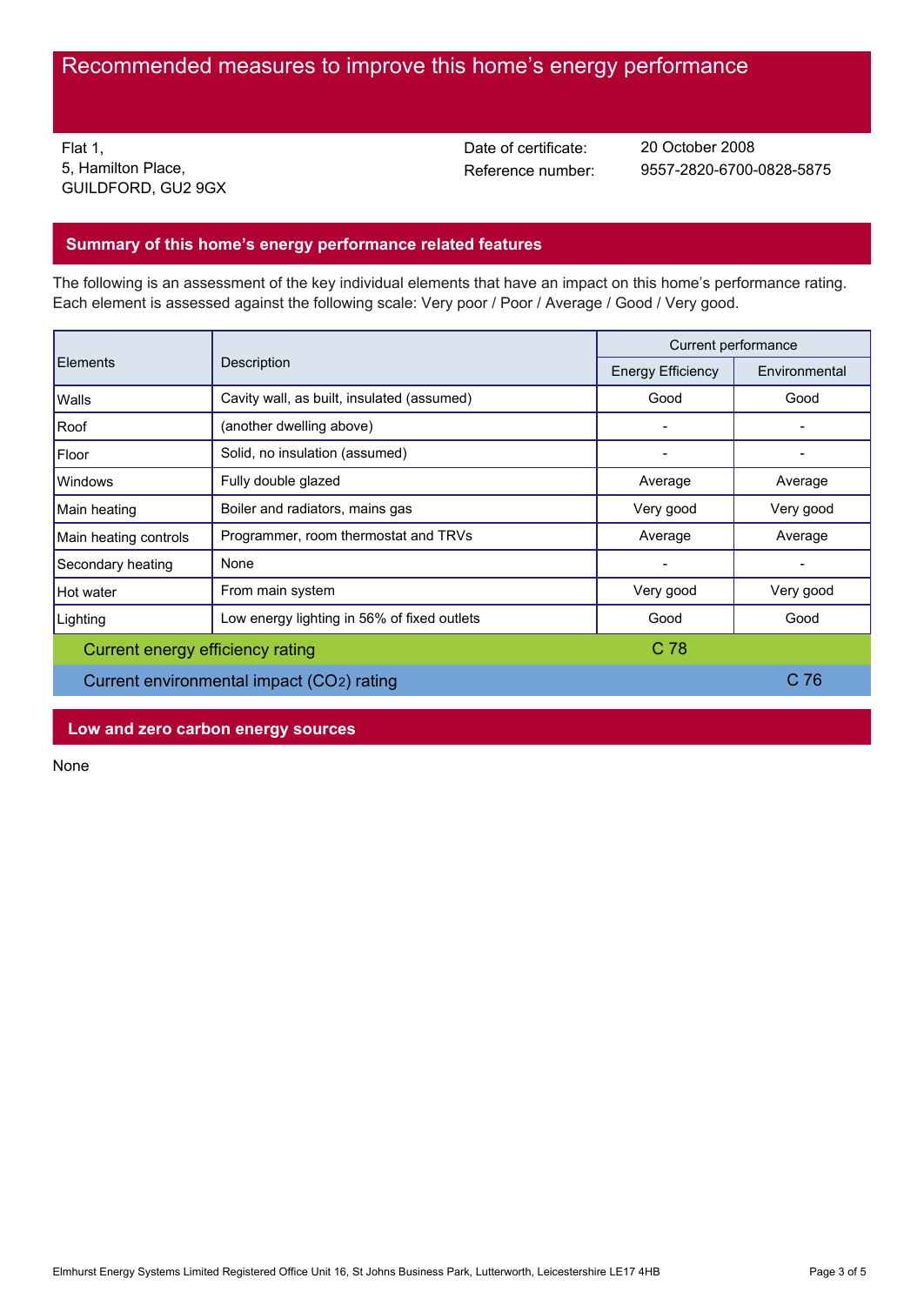# Recommended measures to improve this home's energy performance

Flat 1,
5, Hamilton Place,
GUILDFORD, GU2 9GX

Date of certificate: 20 October 2008
Reference number: 9557-2820-6700-0828-5875

## Summary of this home's energy performance related features

The following is an assessment of the key individual elements that have an impact on this home's performance rating. Each element is assessed against the following scale: Very poor / Poor / Average / Good / Very good.

| Elements | Description | Current performance | |
|---|---|---|---|
| | | Energy Efficiency | Environmental |
| Walls | Cavity wall, as built, insulated (assumed) | Good | Good |
| Roof | (another dwelling above) | - | - |
| Floor | Solid, no insulation (assumed) | - | - |
| Windows | Fully double glazed | Average | Average |
| Main heating | Boiler and radiators, mains gas | Very good | Very good |
| Main heating controls | Programmer, room thermostat and TRVs | Average | Average |
| Secondary heating | None | - | - |
| Hot water | From main system | Very good | Very good |
| Lighting | Low energy lighting in 56% of fixed outlets | Good | Good |
| Current energy efficiency rating | | C 78 | |
| Current environmental impact ($CO_2$) rating | | | C 76 |

## Low and zero carbon energy sources

None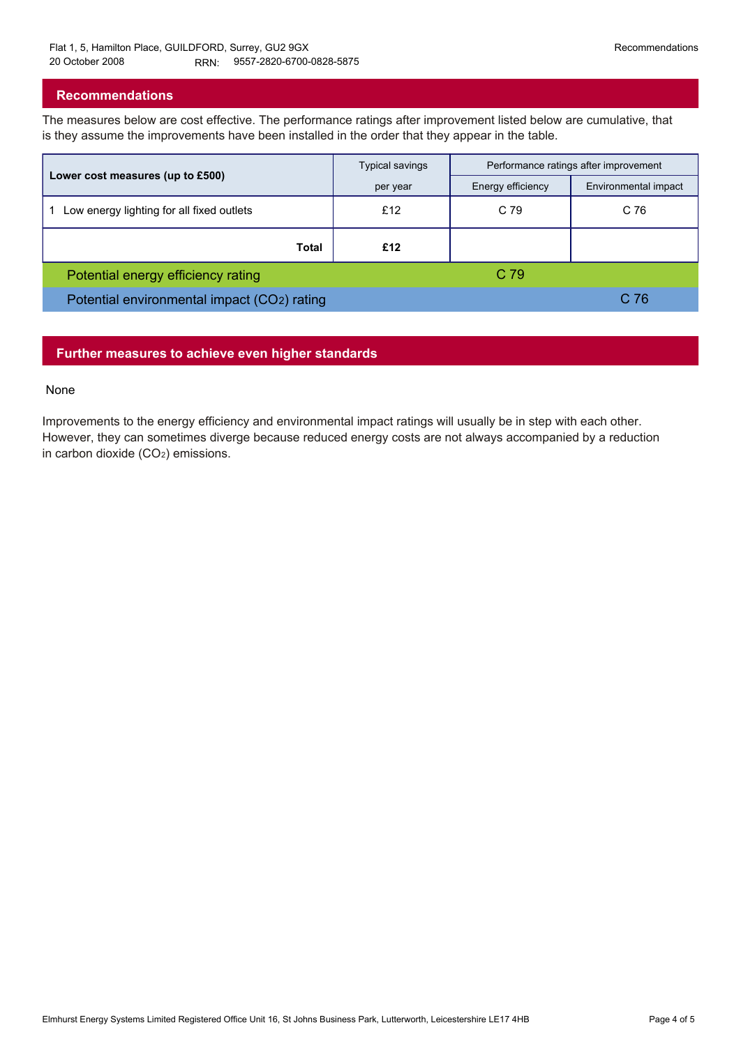## Recommendations

The measures below are cost effective. The performance ratings after improvement listed below are cumulative, that is they assume the improvements have been installed in the order that they appear in the table.

| Lower cost measures (up to £500) | Typical savings per year | Performance ratings after improvement | |
|---|---|---|---|
| | | Energy efficiency | Environmental impact |
| 1 Low energy lighting for all fixed outlets | £12 | C 79 | C 76 |
| **Total** | **£12** | | |
| Potential energy efficiency rating | | C 79 | |
| Potential environmental impact ($CO_2$) rating | | | C 76 |

## Further measures to achieve even higher standards

None

Improvements to the energy efficiency and environmental impact ratings will usually be in step with each other. However, they can sometimes diverge because reduced energy costs are not always accompanied by a reduction in carbon dioxide ($CO_2$) emissions.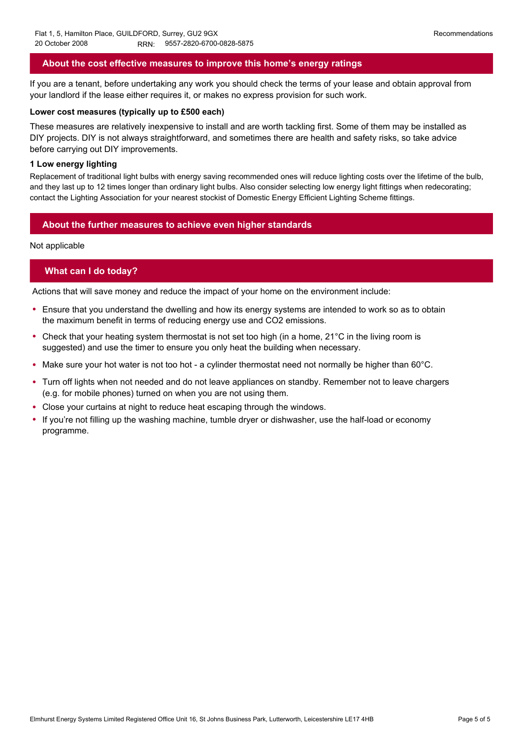## About the cost effective measures to improve this home's energy ratings

If you are a tenant, before undertaking any work you should check the terms of your lease and obtain approval from your landlord if the lease either requires it, or makes no express provision for such work.

**Lower cost measures (typically up to £500 each)**

These measures are relatively inexpensive to install and are worth tackling first. Some of them may be installed as DIY projects. DIY is not always straightforward, and sometimes there are health and safety risks, so take advice before carrying out DIY improvements.

**1 Low energy lighting**

Replacement of traditional light bulbs with energy saving recommended ones will reduce lighting costs over the lifetime of the bulb, and they last up to 12 times longer than ordinary light bulbs. Also consider selecting low energy light fittings when redecorating; contact the Lighting Association for your nearest stockist of Domestic Energy Efficient Lighting Scheme fittings.

## About the further measures to achieve even higher standards

Not applicable

## What can I do today?

Actions that will save money and reduce the impact of your home on the environment include:

- Ensure that you understand the dwelling and how its energy systems are intended to work so as to obtain the maximum benefit in terms of reducing energy use and $CO_2$ emissions.
- Check that your heating system thermostat is not set too high (in a home, 21°C in the living room is suggested) and use the timer to ensure you only heat the building when necessary.
- Make sure your hot water is not too hot - a cylinder thermostat need not normally be higher than 60°C.
- Turn off lights when not needed and do not leave appliances on standby. Remember not to leave chargers (e.g. for mobile phones) turned on when you are not using them.
- Close your curtains at night to reduce heat escaping through the windows.
- If you're not filling up the washing machine, tumble dryer or dishwasher, use the half-load or economy programme.